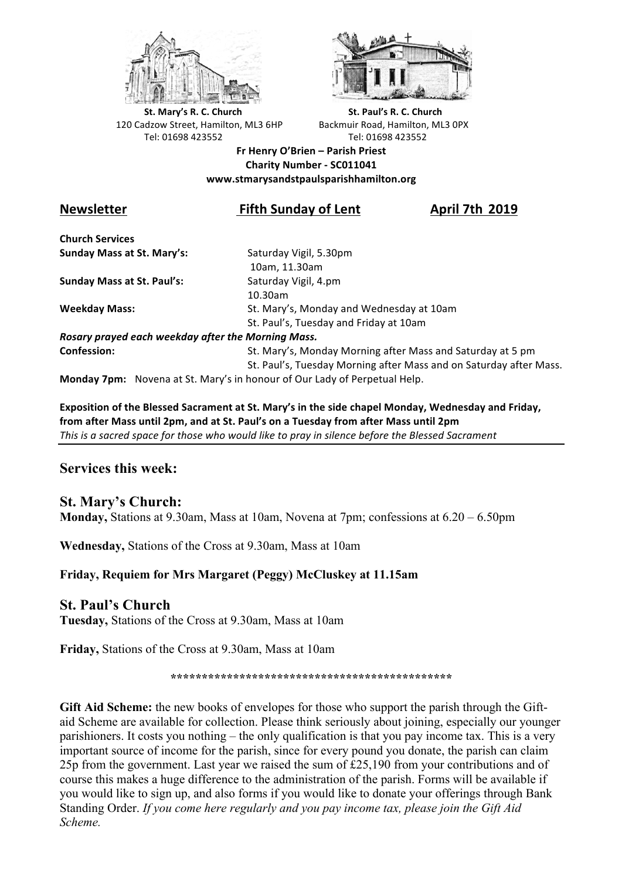**St. Mary's R. C. Church**
120 Cadzow Street, Hamilton, ML3 6HP
Tel: 01698 423552

**St. Paul's R. C. Church**
Backmuir Road, Hamilton, ML3 0PX
Tel: 01698 423552

**Fr Henry O'Brien – Parish Priest**
**Charity Number - SC011041**
**www.stmarysandstpaulsparishhamilton.org**

## Newsletter — Fifth Sunday of Lent — April 7th 2019

**Church Services**

| | |
|---|---|
| **Sunday Mass at St. Mary's:** | Saturday Vigil, 5.30pm<br>10am, 11.30am |
| **Sunday Mass at St. Paul's:** | Saturday Vigil, 4.pm<br>10.30am |
| **Weekday Mass:** | St. Mary's, Monday and Wednesday at 10am<br>St. Paul's, Tuesday and Friday at 10am |

***Rosary prayed each weekday after the Morning Mass.***

| | |
|---|---|
| **Confession:** | St. Mary's, Monday Morning after Mass and Saturday at 5 pm<br>St. Paul's, Tuesday Morning after Mass and on Saturday after Mass. |

**Monday 7pm:** Novena at St. Mary's in honour of Our Lady of Perpetual Help.

**Exposition of the Blessed Sacrament at St. Mary's in the side chapel Monday, Wednesday and Friday, from after Mass until 2pm, and at St. Paul's on a Tuesday from after Mass until 2pm**
*This is a sacred space for those who would like to pray in silence before the Blessed Sacrament*

## Services this week:

### St. Mary's Church:

**Monday,** Stations at 9.30am, Mass at 10am, Novena at 7pm; confessions at 6.20 – 6.50pm

**Wednesday,** Stations of the Cross at 9.30am, Mass at 10am

**Friday, Requiem for Mrs Margaret (Peggy) McCluskey at 11.15am**

### St. Paul's Church

**Tuesday,** Stations of the Cross at 9.30am, Mass at 10am

**Friday,** Stations of the Cross at 9.30am, Mass at 10am

*********************************************

**Gift Aid Scheme:** the new books of envelopes for those who support the parish through the Gift-aid Scheme are available for collection. Please think seriously about joining, especially our younger parishioners. It costs you nothing – the only qualification is that you pay income tax. This is a very important source of income for the parish, since for every pound you donate, the parish can claim 25p from the government. Last year we raised the sum of £25,190 from your contributions and of course this makes a huge difference to the administration of the parish. Forms will be available if you would like to sign up, and also forms if you would like to donate your offerings through Bank Standing Order. *If you come here regularly and you pay income tax, please join the Gift Aid Scheme.*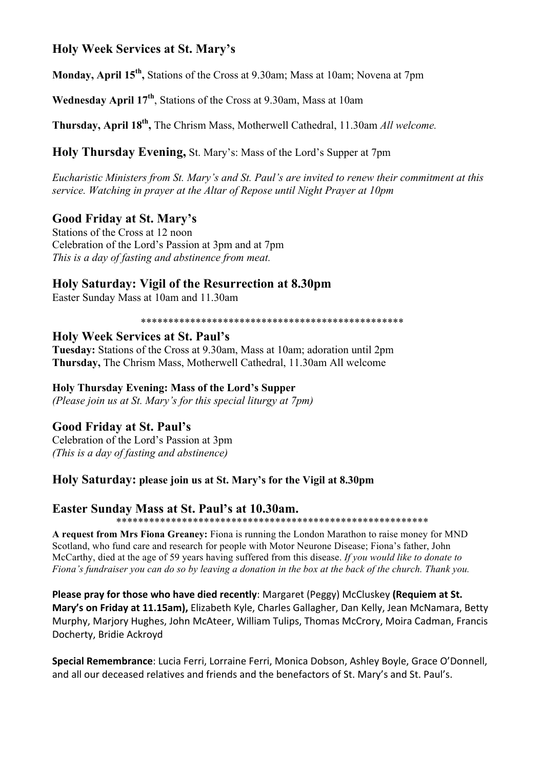## Holy Week Services at St. Mary's

**Monday, April 15th,** Stations of the Cross at 9.30am; Mass at 10am; Novena at 7pm

**Wednesday April 17th**, Stations of the Cross at 9.30am, Mass at 10am

**Thursday, April 18th,** The Chrism Mass, Motherwell Cathedral, 11.30am *All welcome.*

**Holy Thursday Evening,** St. Mary's: Mass of the Lord's Supper at 7pm

*Eucharistic Ministers from St. Mary's and St. Paul's are invited to renew their commitment at this service. Watching in prayer at the Altar of Repose until Night Prayer at 10pm*

## Good Friday at St. Mary's

Stations of the Cross at 12 noon
Celebration of the Lord's Passion at 3pm and at 7pm
*This is a day of fasting and abstinence from meat.*

## Holy Saturday: Vigil of the Resurrection at 8.30pm

Easter Sunday Mass at 10am and 11.30am

\*\*\*\*\*\*\*\*\*\*\*\*\*\*\*\*\*\*\*\*\*\*\*\*\*\*\*\*\*\*\*\*\*\*\*\*\*\*\*\*\*\*\*\*\*\*\*\*\*

## Holy Week Services at St. Paul's

**Tuesday:** Stations of the Cross at 9.30am, Mass at 10am; adoration until 2pm
**Thursday,** The Chrism Mass, Motherwell Cathedral, 11.30am All welcome

**Holy Thursday Evening: Mass of the Lord's Supper**
*(Please join us at St. Mary's for this special liturgy at 7pm)*

## Good Friday at St. Paul's

Celebration of the Lord's Passion at 3pm
*(This is a day of fasting and abstinence)*

## Holy Saturday: please join us at St. Mary's for the Vigil at 8.30pm

## Easter Sunday Mass at St. Paul's at 10.30am.

\*\*\*\*\*\*\*\*\*\*\*\*\*\*\*\*\*\*\*\*\*\*\*\*\*\*\*\*\*\*\*\*\*\*\*\*\*\*\*\*\*\*\*\*\*\*\*\*\*\*\*\*\*\*\*\*\*\*

**A request from Mrs Fiona Greaney:** Fiona is running the London Marathon to raise money for MND Scotland, who fund care and research for people with Motor Neurone Disease; Fiona's father, John McCarthy, died at the age of 59 years having suffered from this disease. *If you would like to donate to Fiona's fundraiser you can do so by leaving a donation in the box at the back of the church. Thank you.*

**Please pray for those who have died recently**: Margaret (Peggy) McCluskey **(Requiem at St. Mary's on Friday at 11.15am),** Elizabeth Kyle, Charles Gallagher, Dan Kelly, Jean McNamara, Betty Murphy, Marjory Hughes, John McAteer, William Tulips, Thomas McCrory, Moira Cadman, Francis Docherty, Bridie Ackroyd

**Special Remembrance**: Lucia Ferri, Lorraine Ferri, Monica Dobson, Ashley Boyle, Grace O'Donnell, and all our deceased relatives and friends and the benefactors of St. Mary's and St. Paul's.